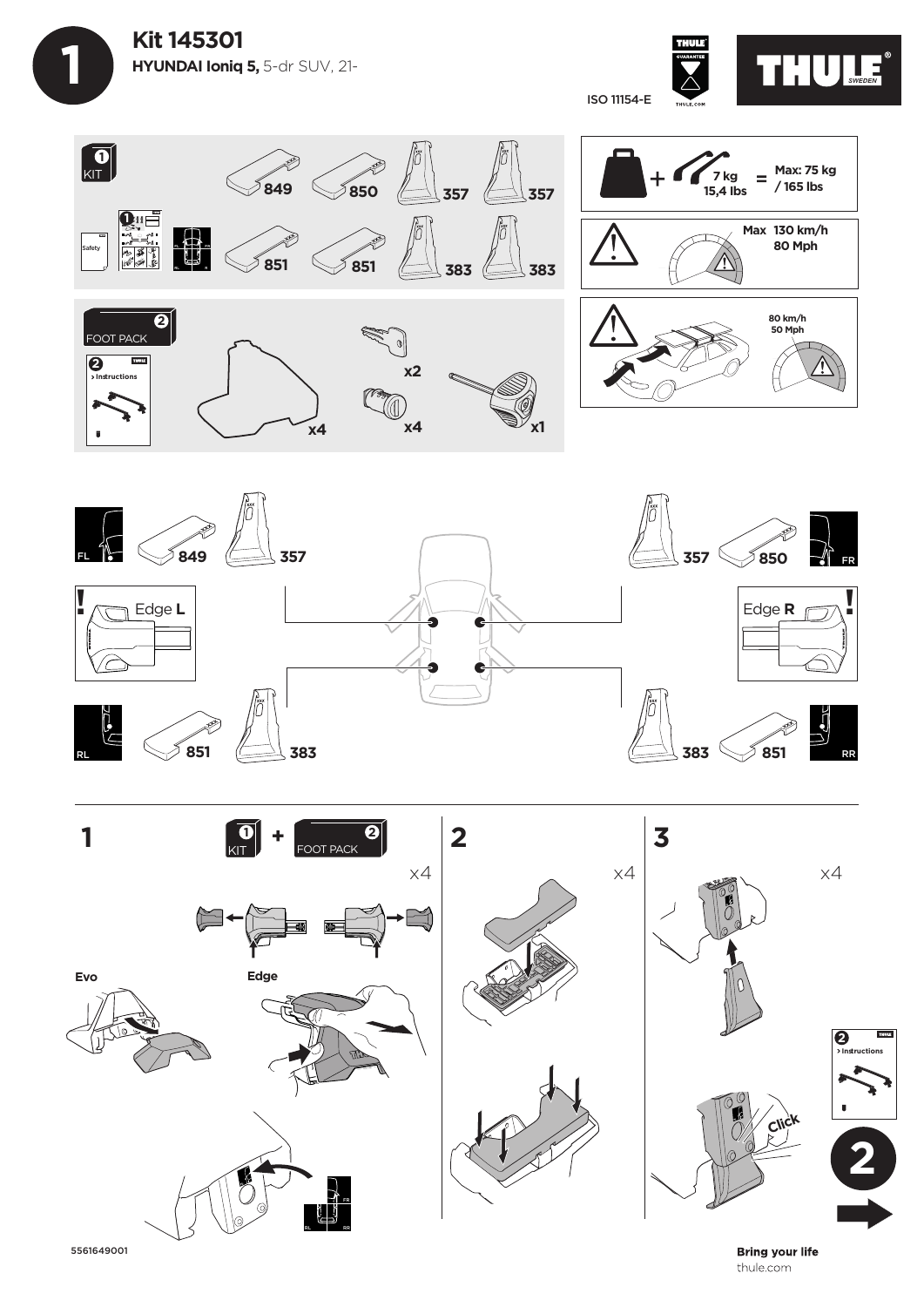# 1

## Kit 145301

**HYUNDAI Ioniq 5,** 5-dr SUV, 21-

ISO 11154-E

THULE GUARANTEE

THULE SWEDEN

**1 KIT**

Safety

849, 850, 357, 357

851, 851, 383, 383

**2 FOOT PACK**

2 > Instructions

x4

x2

x4

x1

7 kg / 15,4 lbs = Max: 75 kg / 165 lbs

Max 130 km/h / 80 Mph

80 km/h / 50 Mph

FL — 849 — 357

FR — 357 — 850

Edge **L**

Edge **R**

RL — 851 — 383

RR — 383 — 851

**1** — 1 KIT + 2 FOOT PACK — x4

Evo

Edge

FR, RL, RR

**2** — x4

**3** — x4

Click

2 > Instructions

2

5561649001

**Bring your life**

thule.com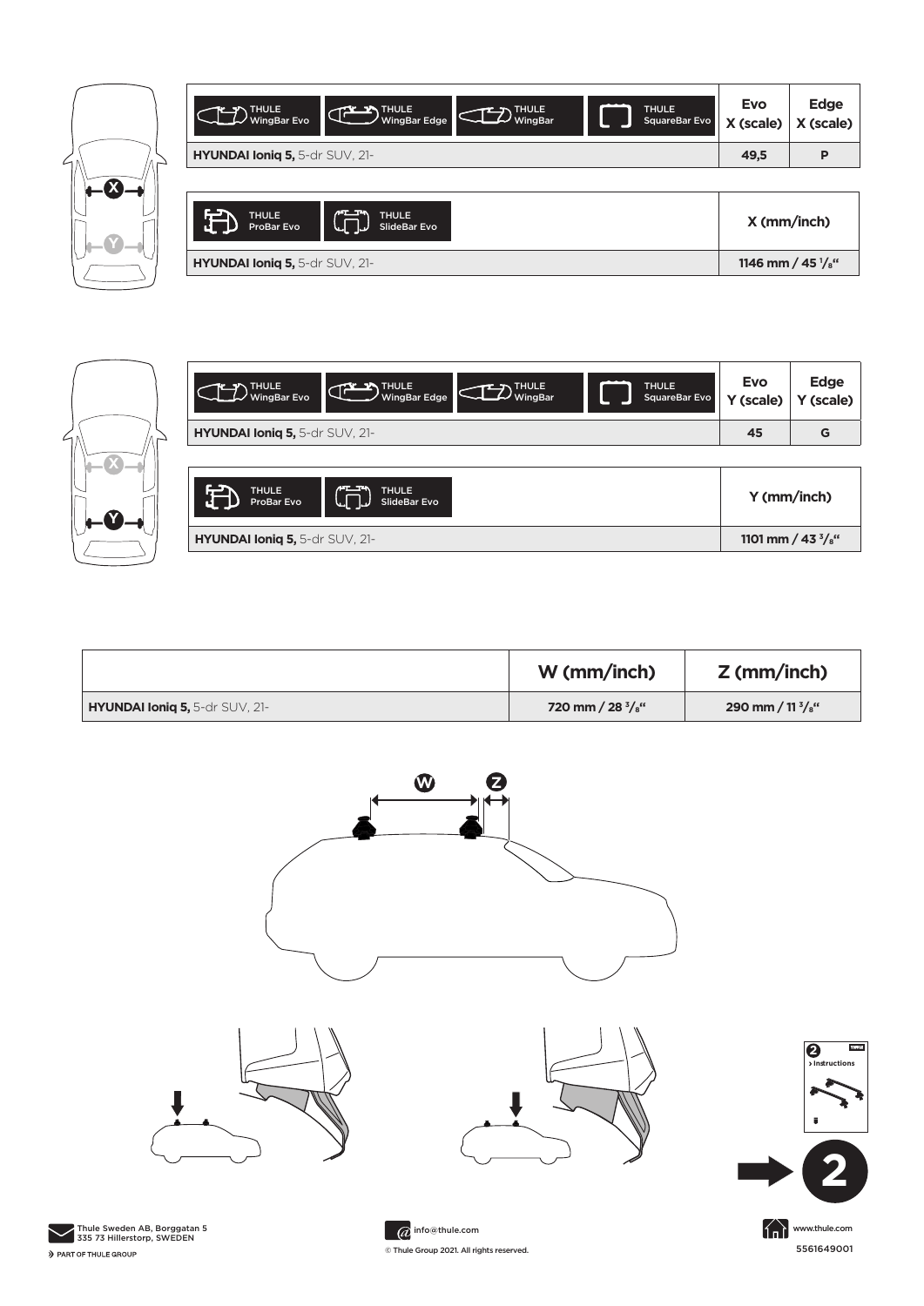| THULE WingBar Evo | THULE WingBar Edge | THULE WingBar | THULE SquareBar Evo | Evo X (scale) | Edge X (scale) |
|---|---|---|---|---|---|
| **HYUNDAI Ioniq 5,** 5-dr SUV, 21- | | | | 49,5 | P |

| THULE ProBar Evo | THULE SlideBar Evo | X (mm/inch) |
|---|---|---|
| **HYUNDAI Ioniq 5,** 5-dr SUV, 21- | | 1146 mm / 45 1/8“ |

| THULE WingBar Evo | THULE WingBar Edge | THULE WingBar | THULE SquareBar Evo | Evo Y (scale) | Edge Y (scale) |
|---|---|---|---|---|---|
| **HYUNDAI Ioniq 5,** 5-dr SUV, 21- | | | | 45 | G |

| THULE ProBar Evo | THULE SlideBar Evo | Y (mm/inch) |
|---|---|---|
| **HYUNDAI Ioniq 5,** 5-dr SUV, 21- | | 1101 mm / 43 3/8“ |

| | W (mm/inch) | Z (mm/inch) |
|---|---|---|
| **HYUNDAI Ioniq 5,** 5-dr SUV, 21- | 720 mm / 28 3/8“ | 290 mm / 11 3/8“ |

W

Z

2

Thule Sweden AB, Borggatan 5
335 73 Hillerstorp, SWEDEN

PART OF THULE GROUP

info@thule.com

© Thule Group 2021. All rights reserved.

www.thule.com

5561649001